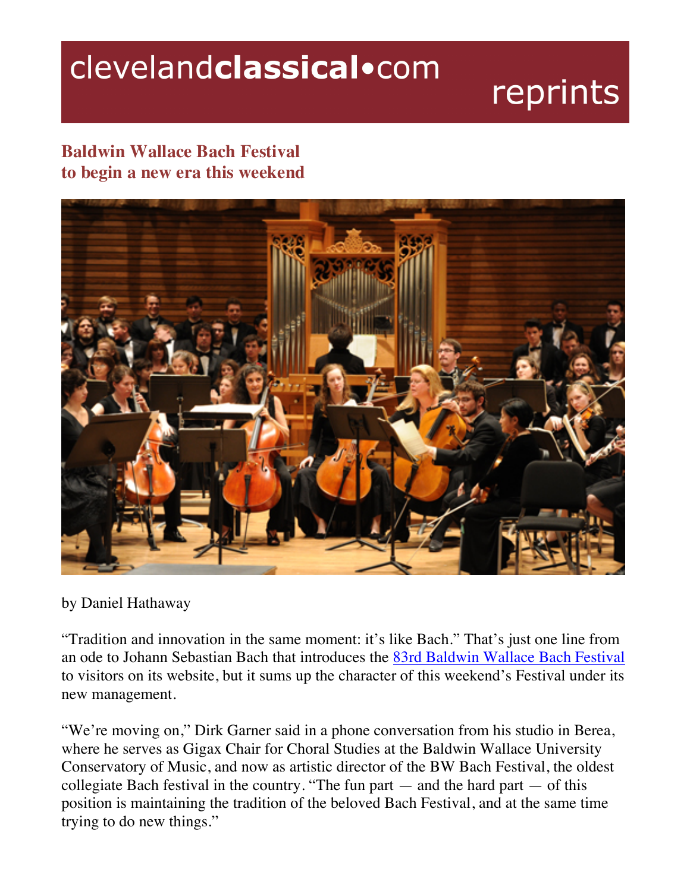clevelandclassical•com reprints

## Baldwin Wallace Bach Festival to begin a new era this weekend

by Daniel Hathaway

"Tradition and innovation in the same moment: it's like Bach." That's just one line from an ode to Johann Sebastian Bach that introduces the [83rd Baldwin Wallace Bach Festival](#) to visitors on its website, but it sums up the character of this weekend's Festival under its new management.

"We're moving on," Dirk Garner said in a phone conversation from his studio in Berea, where he serves as Gigax Chair for Choral Studies at the Baldwin Wallace University Conservatory of Music, and now as artistic director of the BW Bach Festival, the oldest collegiate Bach festival in the country. "The fun part — and the hard part — of this position is maintaining the tradition of the beloved Bach Festival, and at the same time trying to do new things."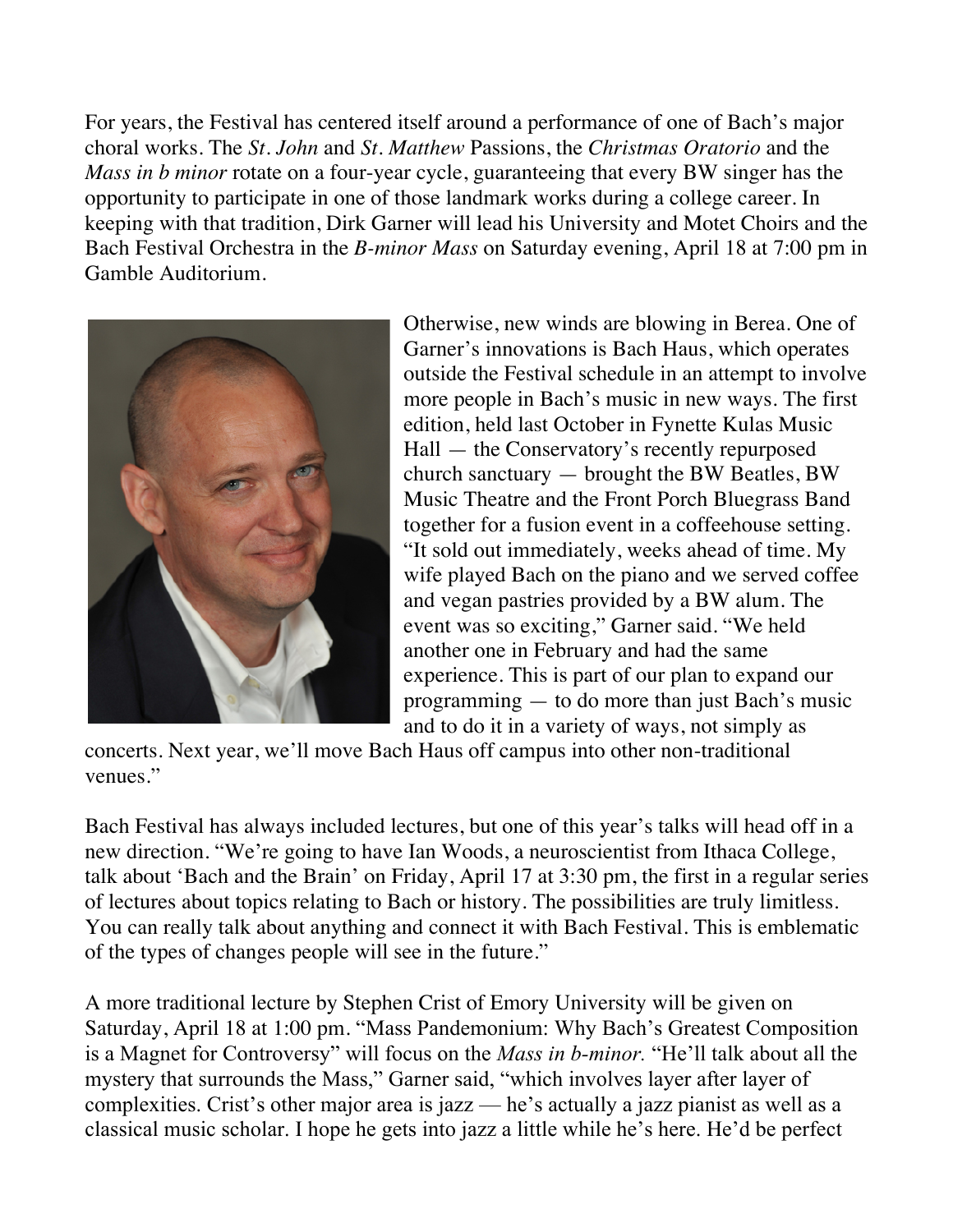For years, the Festival has centered itself around a performance of one of Bach's major choral works. The *St. John* and *St. Matthew* Passions, the *Christmas Oratorio* and the *Mass in b minor* rotate on a four-year cycle, guaranteeing that every BW singer has the opportunity to participate in one of those landmark works during a college career. In keeping with that tradition, Dirk Garner will lead his University and Motet Choirs and the Bach Festival Orchestra in the *B-minor Mass* on Saturday evening, April 18 at 7:00 pm in Gamble Auditorium.

Otherwise, new winds are blowing in Berea. One of Garner's innovations is Bach Haus, which operates outside the Festival schedule in an attempt to involve more people in Bach's music in new ways. The first edition, held last October in Fynette Kulas Music Hall — the Conservatory's recently repurposed church sanctuary — brought the BW Beatles, BW Music Theatre and the Front Porch Bluegrass Band together for a fusion event in a coffeehouse setting. "It sold out immediately, weeks ahead of time. My wife played Bach on the piano and we served coffee and vegan pastries provided by a BW alum. The event was so exciting," Garner said. "We held another one in February and had the same experience. This is part of our plan to expand our programming — to do more than just Bach's music and to do it in a variety of ways, not simply as concerts. Next year, we'll move Bach Haus off campus into other non-traditional venues."

Bach Festival has always included lectures, but one of this year's talks will head off in a new direction. "We're going to have Ian Woods, a neuroscientist from Ithaca College, talk about 'Bach and the Brain' on Friday, April 17 at 3:30 pm, the first in a regular series of lectures about topics relating to Bach or history. The possibilities are truly limitless. You can really talk about anything and connect it with Bach Festival. This is emblematic of the types of changes people will see in the future."

A more traditional lecture by Stephen Crist of Emory University will be given on Saturday, April 18 at 1:00 pm. "Mass Pandemonium: Why Bach's Greatest Composition is a Magnet for Controversy" will focus on the *Mass in b-minor.* "He'll talk about all the mystery that surrounds the Mass," Garner said, "which involves layer after layer of complexities. Crist's other major area is jazz — he's actually a jazz pianist as well as a classical music scholar. I hope he gets into jazz a little while he's here. He'd be perfect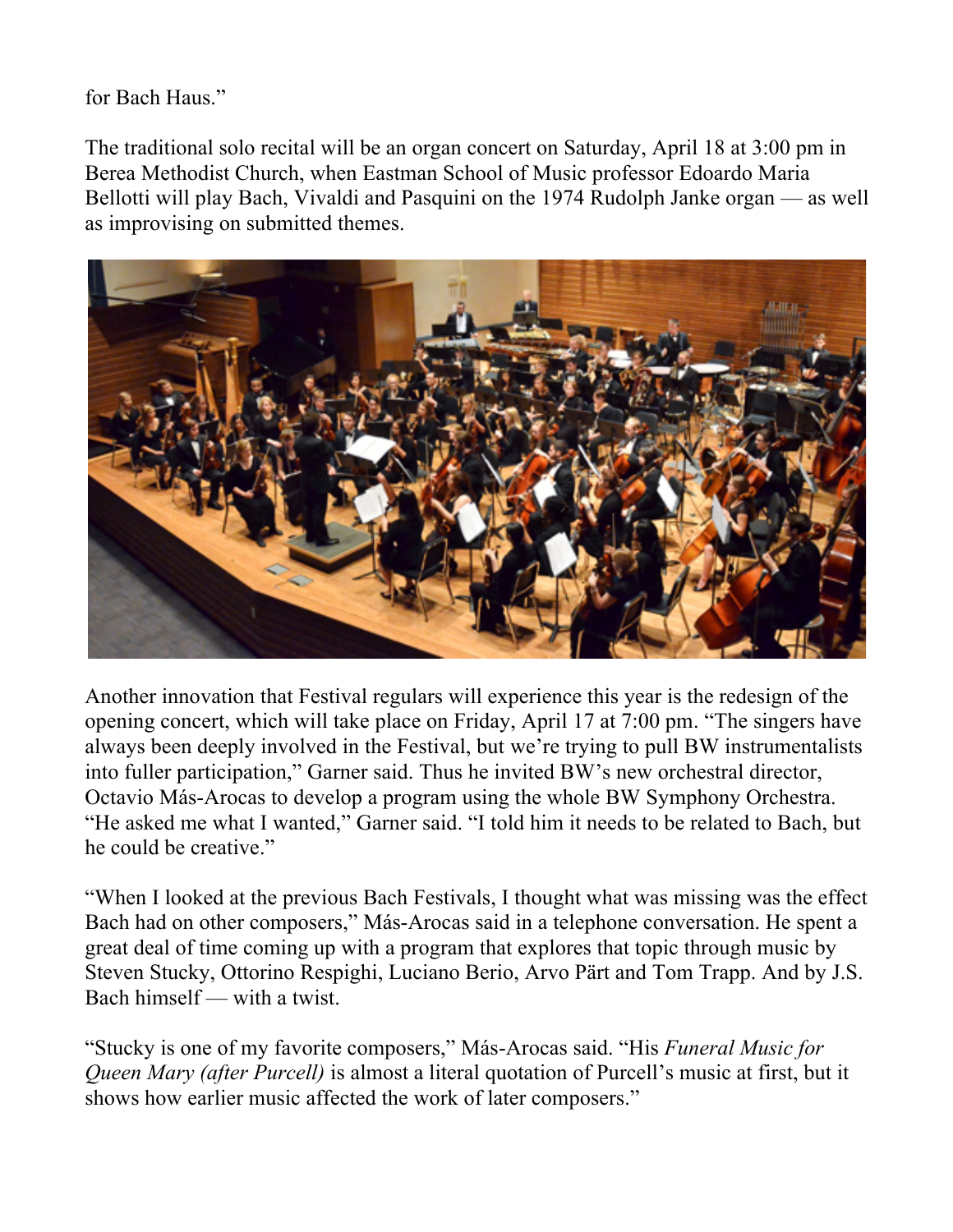for Bach Haus."

The traditional solo recital will be an organ concert on Saturday, April 18 at 3:00 pm in Berea Methodist Church, when Eastman School of Music professor Edoardo Maria Bellotti will play Bach, Vivaldi and Pasquini on the 1974 Rudolph Janke organ — as well as improvising on submitted themes.

Another innovation that Festival regulars will experience this year is the redesign of the opening concert, which will take place on Friday, April 17 at 7:00 pm. "The singers have always been deeply involved in the Festival, but we're trying to pull BW instrumentalists into fuller participation," Garner said. Thus he invited BW's new orchestral director, Octavio Más-Arocas to develop a program using the whole BW Symphony Orchestra. "He asked me what I wanted," Garner said. "I told him it needs to be related to Bach, but he could be creative."

"When I looked at the previous Bach Festivals, I thought what was missing was the effect Bach had on other composers," Más-Arocas said in a telephone conversation. He spent a great deal of time coming up with a program that explores that topic through music by Steven Stucky, Ottorino Respighi, Luciano Berio, Arvo Pärt and Tom Trapp. And by J.S. Bach himself — with a twist.

"Stucky is one of my favorite composers," Más-Arocas said. "His *Funeral Music for Queen Mary (after Purcell)* is almost a literal quotation of Purcell's music at first, but it shows how earlier music affected the work of later composers."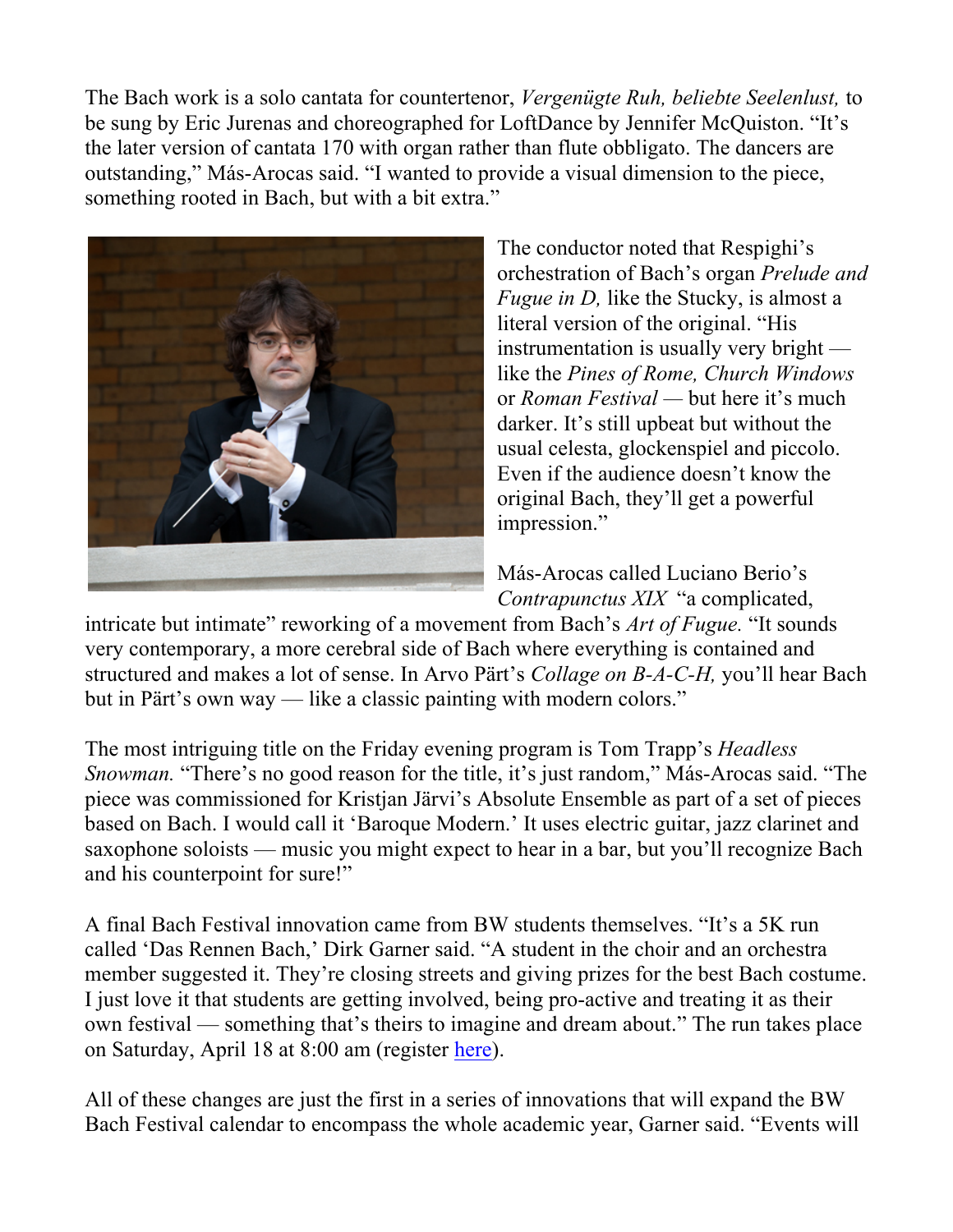The Bach work is a solo cantata for countertenor, *Vergenügte Ruh, beliebte Seelenlust,* to be sung by Eric Jurenas and choreographed for LoftDance by Jennifer McQuiston. "It's the later version of cantata 170 with organ rather than flute obbligato. The dancers are outstanding," Más-Arocas said. "I wanted to provide a visual dimension to the piece, something rooted in Bach, but with a bit extra."

The conductor noted that Respighi's orchestration of Bach's organ *Prelude and Fugue in D,* like the Stucky, is almost a literal version of the original. "His instrumentation is usually very bright — like the *Pines of Rome, Church Windows* or *Roman Festival* — but here it's much darker. It's still upbeat but without the usual celesta, glockenspiel and piccolo. Even if the audience doesn't know the original Bach, they'll get a powerful impression."

Más-Arocas called Luciano Berio's *Contrapunctus XIX* "a complicated, intricate but intimate" reworking of a movement from Bach's *Art of Fugue.* "It sounds very contemporary, a more cerebral side of Bach where everything is contained and structured and makes a lot of sense. In Arvo Pärt's *Collage on B-A-C-H,* you'll hear Bach but in Pärt's own way — like a classic painting with modern colors."

The most intriguing title on the Friday evening program is Tom Trapp's *Headless Snowman.* "There's no good reason for the title, it's just random," Más-Arocas said. "The piece was commissioned for Kristjan Järvi's Absolute Ensemble as part of a set of pieces based on Bach. I would call it 'Baroque Modern.' It uses electric guitar, jazz clarinet and saxophone soloists — music you might expect to hear in a bar, but you'll recognize Bach and his counterpoint for sure!"

A final Bach Festival innovation came from BW students themselves. "It's a 5K run called 'Das Rennen Bach,' Dirk Garner said. "A student in the choir and an orchestra member suggested it. They're closing streets and giving prizes for the best Bach costume. I just love it that students are getting involved, being pro-active and treating it as their own festival — something that's theirs to imagine and dream about." The run takes place on Saturday, April 18 at 8:00 am (register here).

All of these changes are just the first in a series of innovations that will expand the BW Bach Festival calendar to encompass the whole academic year, Garner said. "Events will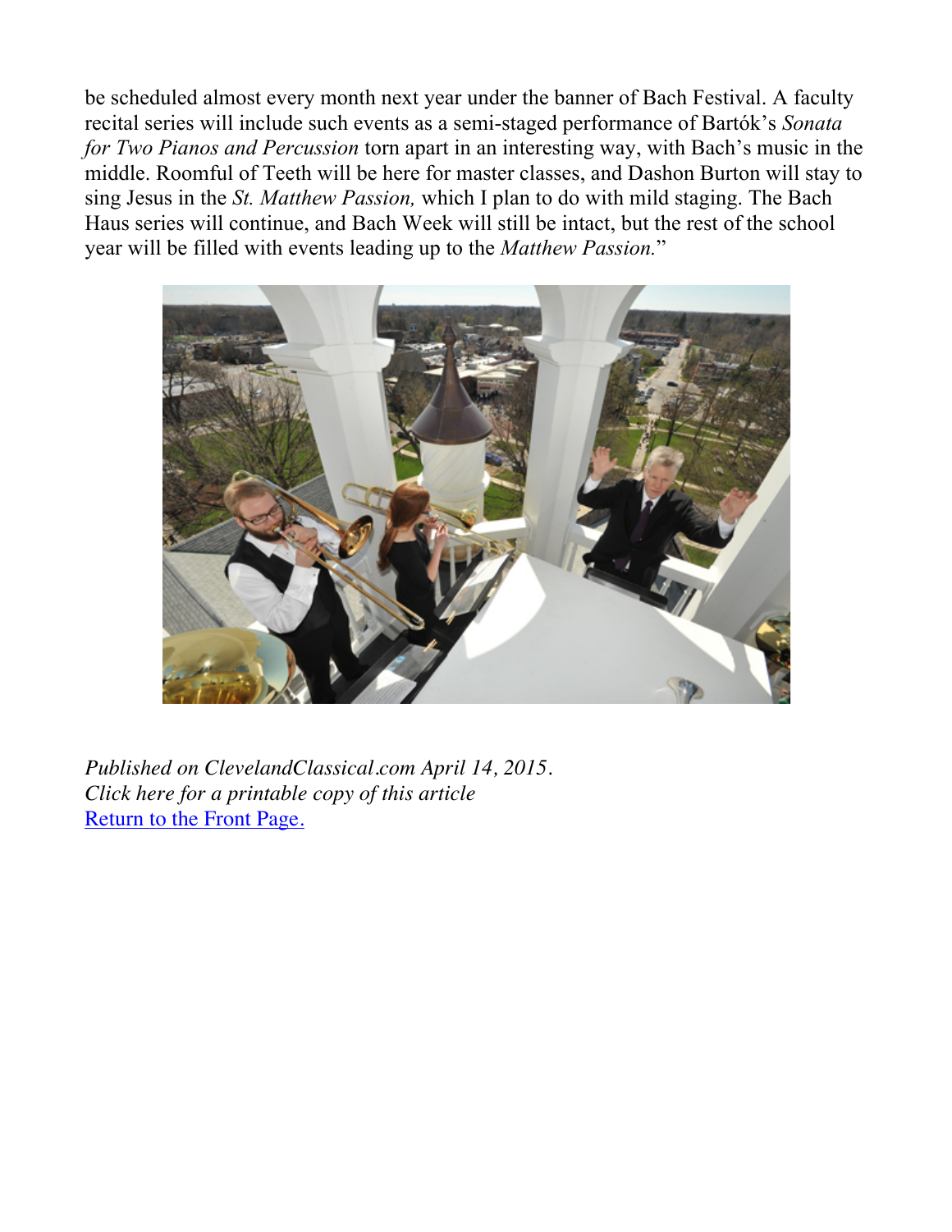be scheduled almost every month next year under the banner of Bach Festival. A faculty recital series will include such events as a semi-staged performance of Bartók's *Sonata for Two Pianos and Percussion* torn apart in an interesting way, with Bach's music in the middle. Roomful of Teeth will be here for master classes, and Dashon Burton will stay to sing Jesus in the *St. Matthew Passion,* which I plan to do with mild staging. The Bach Haus series will continue, and Bach Week will still be intact, but the rest of the school year will be filled with events leading up to the *Matthew Passion.*"

*Published on ClevelandClassical.com April 14, 2015.*
*Click here for a printable copy of this article*
[Return to the Front Page.]